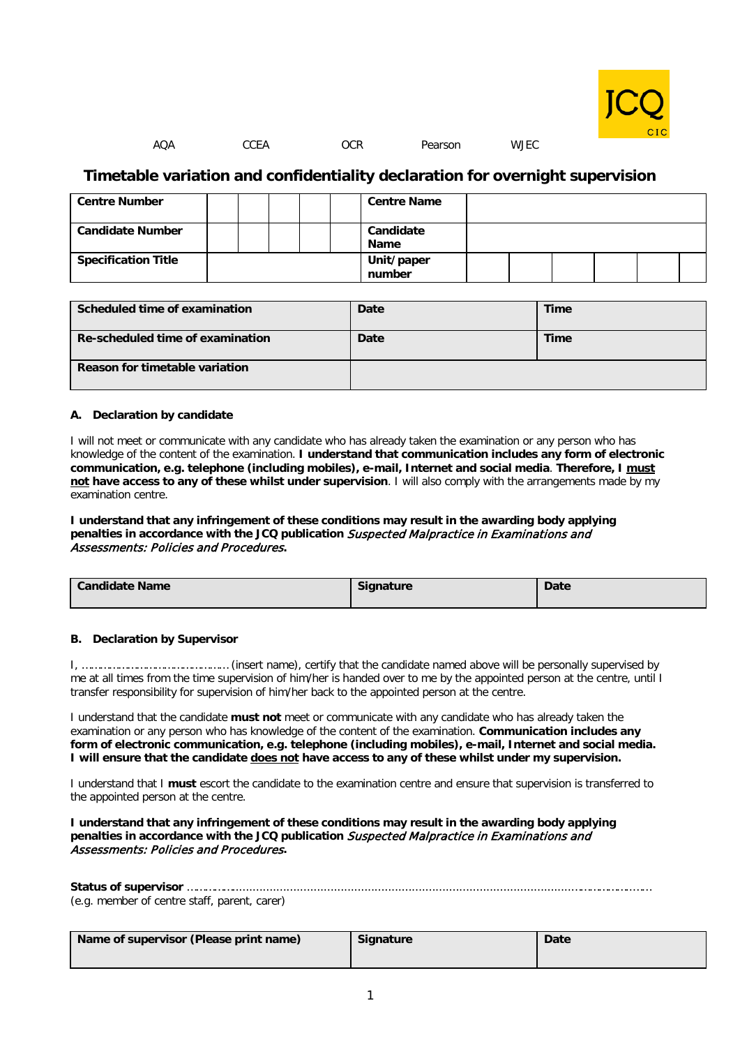AQA CCEA OCR Pearson WJEC

## Timetable variation and confidentiality declaration for overnight supervision

| Centre Number | | | | | | Centre Name | | | | | | |
|---|---|---|---|---|---|---|---|---|---|---|---|---|
| **Candidate Number** | | | | | | **Candidate Name** | | | | | | |
| **Specification Title** | | | | | | **Unit/paper number** | | | | | | |

| Scheduled time of examination | Date | Time |
|---|---|---|
| **Re-scheduled time of examination** | **Date** | **Time** |
| **Reason for timetable variation** | | |

### A. Declaration by candidate

I will not meet or communicate with any candidate who has already taken the examination or any person who has knowledge of the content of the examination. **I understand that communication includes any form of electronic communication, e.g. telephone (including mobiles), e-mail, Internet and social media**. **Therefore, I <u>must not</u> have access to any of these whilst under supervision**. I will also comply with the arrangements made by my examination centre.

**I understand that any infringement of these conditions may result in the awarding body applying penalties in accordance with the JCQ publication *Suspected Malpractice in Examinations and Assessments: Policies and Procedures*.**

| Candidate Name | Signature | Date |
|---|---|---|
| | | |

### B. Declaration by Supervisor

I, ……………………………………(insert name), certify that the candidate named above will be personally supervised by me at all times from the time supervision of him/her is handed over to me by the appointed person at the centre, until I transfer responsibility for supervision of him/her back to the appointed person at the centre.

I understand that the candidate **must not** meet or communicate with any candidate who has already taken the examination or any person who has knowledge of the content of the examination. **Communication includes any form of electronic communication, e.g. telephone (including mobiles), e-mail, Internet and social media. I will ensure that the candidate <u>does not</u> have access to any of these whilst under my supervision.**

I understand that I **must** escort the candidate to the examination centre and ensure that supervision is transferred to the appointed person at the centre.

**I understand that any infringement of these conditions may result in the awarding body applying penalties in accordance with the JCQ publication *Suspected Malpractice in Examinations and Assessments: Policies and Procedures*.**

**Status of supervisor** ……………………………………………………………………………………………………………………………
(e.g. member of centre staff, parent, carer)

| Name of supervisor (Please print name) | Signature | Date |
|---|---|---|
| | | |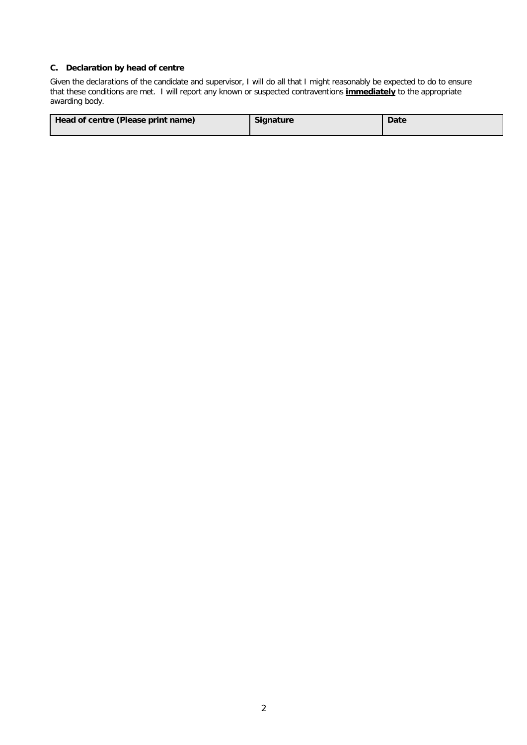### C. Declaration by head of centre

Given the declarations of the candidate and supervisor, I will do all that I might reasonably be expected to do to ensure that these conditions are met. I will report any known or suspected contraventions **<u>immediately</u>** to the appropriate awarding body.

| Head of centre (Please print name) | Signature | Date |
|---|---|---|
| | | |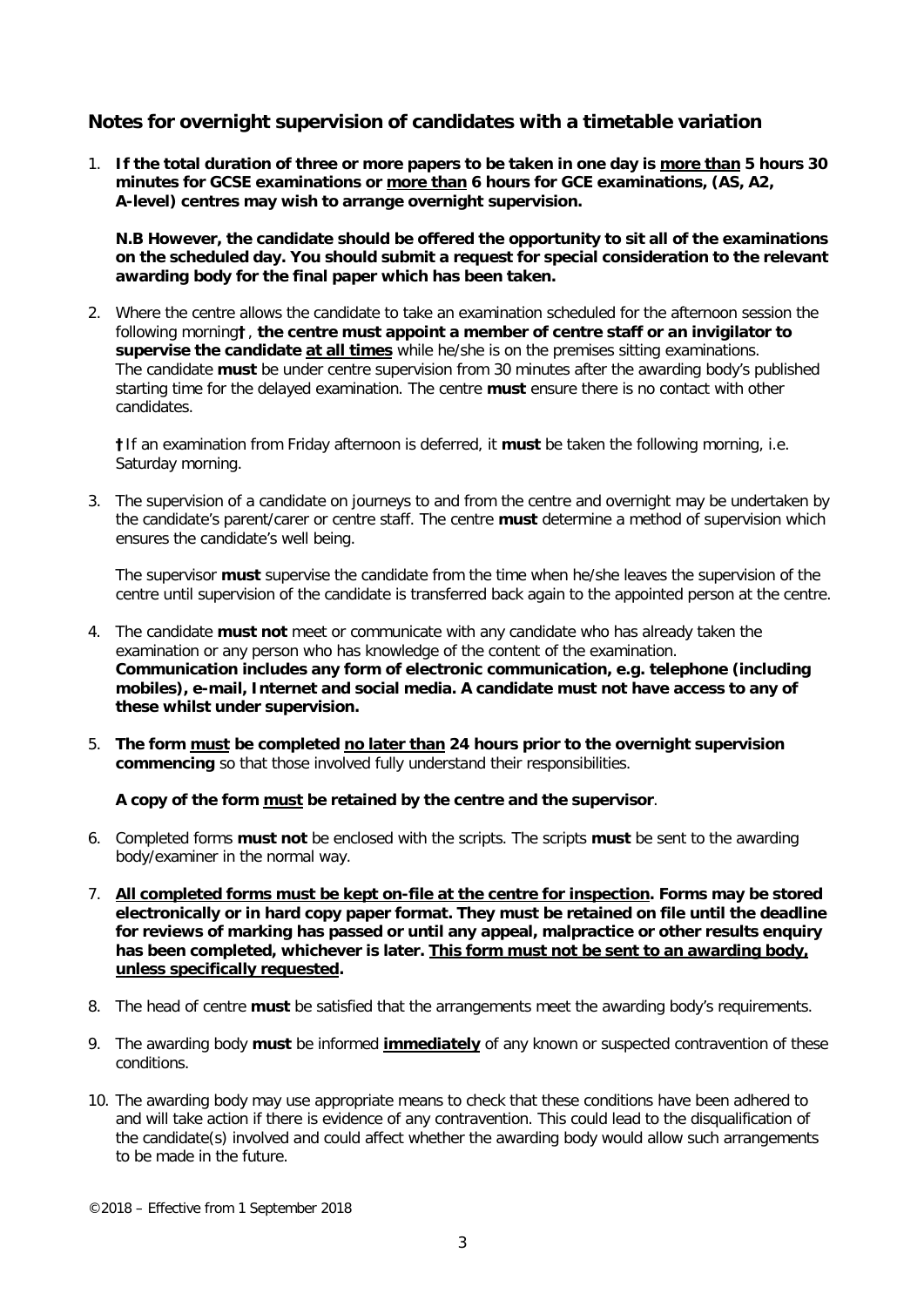## Notes for overnight supervision of candidates with a timetable variation

1. **If the total duration of three or more papers to be taken in one day is more than 5 hours 30 minutes for GCSE examinations or more than 6 hours for GCE examinations, (AS, A2, A-level) centres may wish to arrange overnight supervision.**

   **N.B However, the candidate should be offered the opportunity to sit all of the examinations on the scheduled day. You should submit a request for special consideration to the relevant awarding body for the final paper which has been taken.**

2. Where the centre allows the candidate to take an examination scheduled for the afternoon session the following morning**†**, **the centre must appoint a member of centre staff or an invigilator to supervise the candidate at all times** while he/she is on the premises sitting examinations. The candidate **must** be under centre supervision from 30 minutes after the awarding body's published starting time for the delayed examination. The centre **must** ensure there is no contact with other candidates.

   **†** If an examination from Friday afternoon is deferred, it **must** be taken the following morning, i.e. Saturday morning.

3. The supervision of a candidate on journeys to and from the centre and overnight may be undertaken by the candidate's parent/carer or centre staff. The centre **must** determine a method of supervision which ensures the candidate's well being.

   The supervisor **must** supervise the candidate from the time when he/she leaves the supervision of the centre until supervision of the candidate is transferred back again to the appointed person at the centre.

4. The candidate **must not** meet or communicate with any candidate who has already taken the examination or any person who has knowledge of the content of the examination. **Communication includes any form of electronic communication, e.g. telephone (including mobiles), e-mail, Internet and social media. A candidate must not have access to any of these whilst under supervision.**

5. **The form must be completed no later than 24 hours prior to the overnight supervision commencing** so that those involved fully understand their responsibilities.

   **A copy of the form must be retained by the centre and the supervisor**.

6. Completed forms **must not** be enclosed with the scripts. The scripts **must** be sent to the awarding body/examiner in the normal way.

7. **All completed forms must be kept on-file at the centre for inspection. Forms may be stored electronically or in hard copy paper format. They must be retained on file until the deadline for reviews of marking has passed or until any appeal, malpractice or other results enquiry has been completed, whichever is later. This form must not be sent to an awarding body, unless specifically requested.**

8. The head of centre **must** be satisfied that the arrangements meet the awarding body's requirements.

9. The awarding body **must** be informed **immediately** of any known or suspected contravention of these conditions.

10. The awarding body may use appropriate means to check that these conditions have been adhered to and will take action if there is evidence of any contravention. This could lead to the disqualification of the candidate(s) involved and could affect whether the awarding body would allow such arrangements to be made in the future.

©2018 – Effective from 1 September 2018